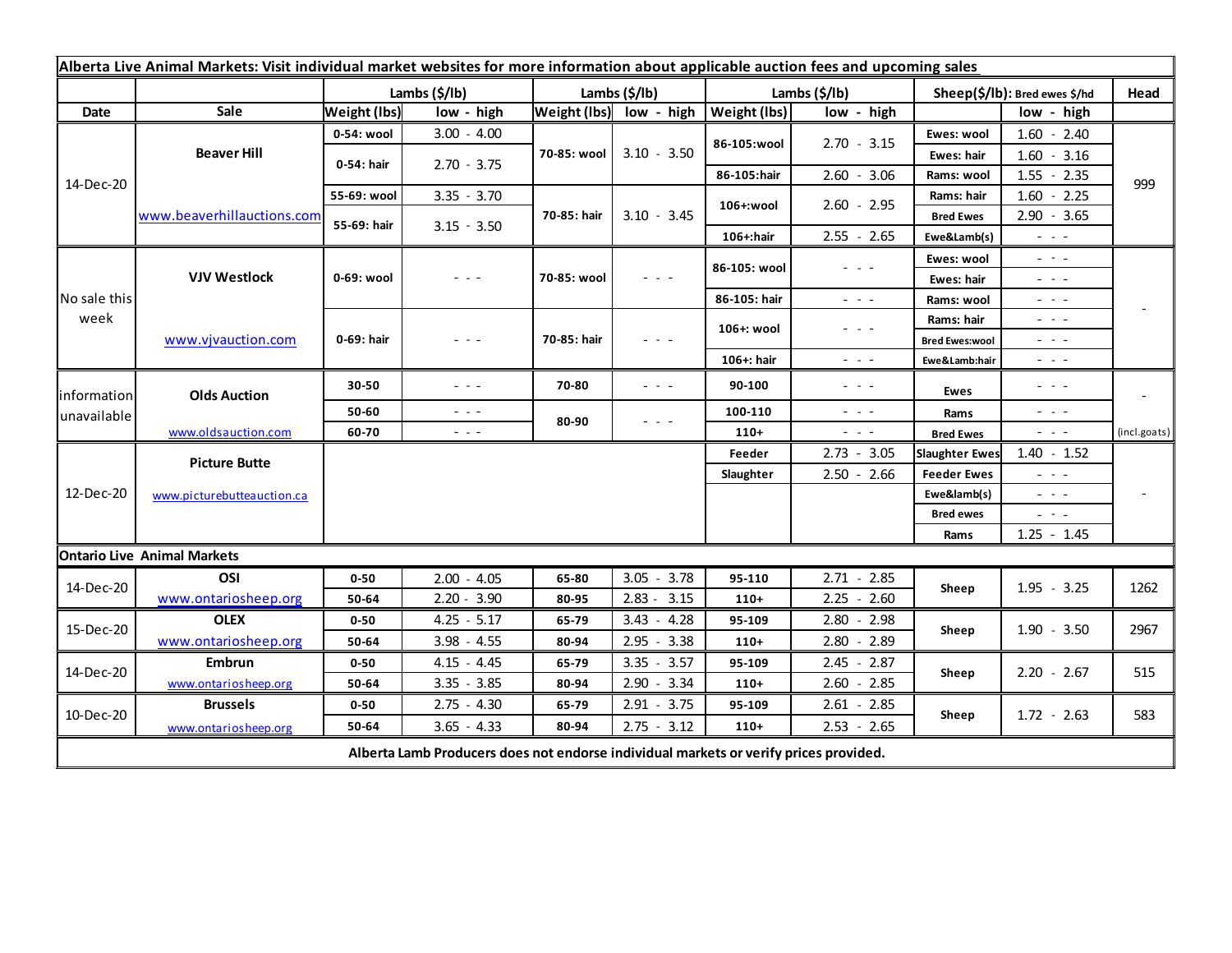**Alberta Live Animal Markets: Visit individual market websites for more information about applicable auction fees and upcoming sales**

| | | Lambs ($/lb) | | Lambs ($/lb) | | Lambs ($/lb) | | Sheep($/lb): Bred ewes $/hd | | Head |
|---|---|---|---|---|---|---|---|---|---|---|
| Date | Sale | Weight (lbs) | low - high | Weight (lbs) | low - high | Weight (lbs) | low - high | | low - high | |
| 14-Dec-20 | Beaver Hill | 0-54: wool | 3.00 - 4.00 | 70-85: wool | 3.10 - 3.50 | 86-105:wool | 2.70 - 3.15 | Ewes: wool | 1.60 - 2.40 | 999 |
| | | 0-54: hair | 2.70 - 3.75 | | | | | Ewes: hair | 1.60 - 3.16 | |
| | | | | | | 86-105:hair | 2.60 - 3.06 | Rams: wool | 1.55 - 2.35 | |
| | | 55-69: wool | 3.35 - 3.70 | 70-85: hair | 3.10 - 3.45 | 106+:wool | 2.60 - 2.95 | Rams: hair | 1.60 - 2.25 | |
| | www.beaverhillauctions.com | 55-69: hair | 3.15 - 3.50 | | | | | Bred Ewes | 2.90 - 3.65 | |
| | | | | | | 106+:hair | 2.55 - 2.65 | Ewe&Lamb(s) | - - - | |
| No sale this week | VJV Westlock | 0-69: wool | - - - | 70-85: wool | - - - | 86-105: wool | - - - | Ewes: wool | - - - | - |
| | | | | | | | | Ewes: hair | - - - | |
| | | | | | | 86-105: hair | - - - | Rams: wool | - - - | |
| | www.vjvauction.com | 0-69: hair | - - - | 70-85: hair | - - - | 106+: wool | - - - | Rams: hair | - - - | |
| | | | | | | | | Bred Ewes:wool | - - - | |
| | | | | | | 106+: hair | - - - | Ewe&Lamb:hair | - - - | |
| information unavailable | Olds Auction | 30-50 | - - - | 70-80 | - - - | 90-100 | - - - | Ewes | - - - | - (incl.goats) |
| | | 50-60 | - - - | 80-90 | - - - | 100-110 | - - - | Rams | - - - | |
| | www.oldsauction.com | 60-70 | - - - | | | 110+ | - - - | Bred Ewes | - - - | |
| 12-Dec-20 | Picture Butte | | | | | Feeder | 2.73 - 3.05 | Slaughter Ewes | 1.40 - 1.52 | - |
| | | | | | | Slaughter | 2.50 - 2.66 | Feeder Ewes | - - - | |
| | www.picturebutteauction.ca | | | | | | | Ewe&lamb(s) | - - - | |
| | | | | | | | | Bred ewes | - - - | |
| | | | | | | | | Rams | 1.25 - 1.45 | |
| **Ontario Live Animal Markets** | | | | | | | | | | |
| 14-Dec-20 | OSI www.ontariosheep.org | 0-50 | 2.00 - 4.05 | 65-80 | 3.05 - 3.78 | 95-110 | 2.71 - 2.85 | Sheep | 1.95 - 3.25 | 1262 |
| | | 50-64 | 2.20 - 3.90 | 80-95 | 2.83 - 3.15 | 110+ | 2.25 - 2.60 | | | |
| 15-Dec-20 | OLEX www.ontariosheep.org | 0-50 | 4.25 - 5.17 | 65-79 | 3.43 - 4.28 | 95-109 | 2.80 - 2.98 | Sheep | 1.90 - 3.50 | 2967 |
| | | 50-64 | 3.98 - 4.55 | 80-94 | 2.95 - 3.38 | 110+ | 2.80 - 2.89 | | | |
| 14-Dec-20 | Embrun www.ontariosheep.org | 0-50 | 4.15 - 4.45 | 65-79 | 3.35 - 3.57 | 95-109 | 2.45 - 2.87 | Sheep | 2.20 - 2.67 | 515 |
| | | 50-64 | 3.35 - 3.85 | 80-94 | 2.90 - 3.34 | 110+ | 2.60 - 2.85 | | | |
| 10-Dec-20 | Brussels www.ontariosheep.org | 0-50 | 2.75 - 4.30 | 65-79 | 2.91 - 3.75 | 95-109 | 2.61 - 2.85 | Sheep | 1.72 - 2.63 | 583 |
| | | 50-64 | 3.65 - 4.33 | 80-94 | 2.75 - 3.12 | 110+ | 2.53 - 2.65 | | | |

**Alberta Lamb Producers does not endorse individual markets or verify prices provided.**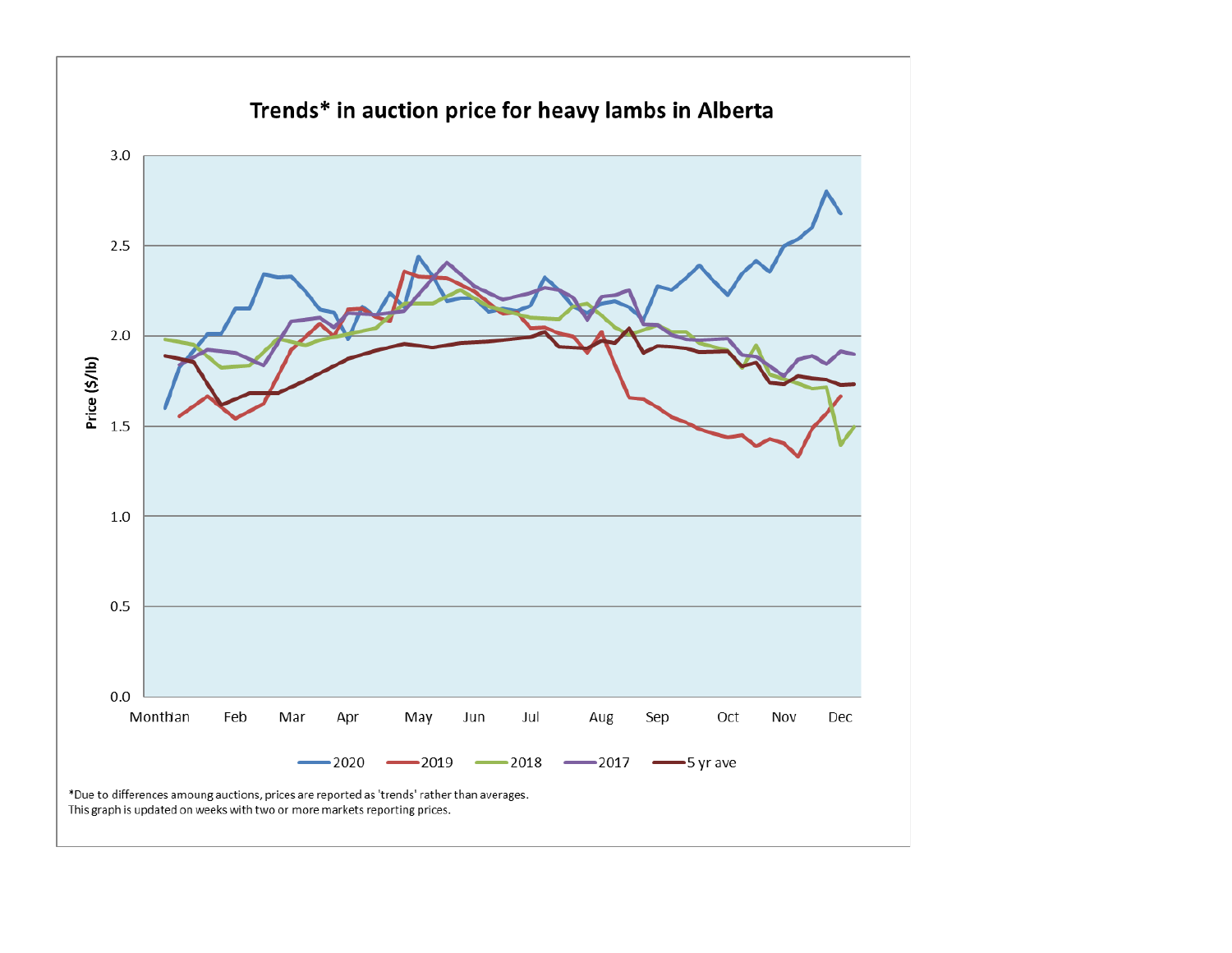## Trends* in auction price for heavy lambs in Alberta

Price ($/lb)

3.0
2.5
2.0
1.5
1.0
0.5
0.0

Month Jan Feb Mar Apr May Jun Jul Aug Sep Oct Nov Dec

2020 2019 2018 2017 5 yr ave

*Due to differences amoung auctions, prices are reported as 'trends' rather than averages.
This graph is updated on weeks with two or more markets reporting prices.